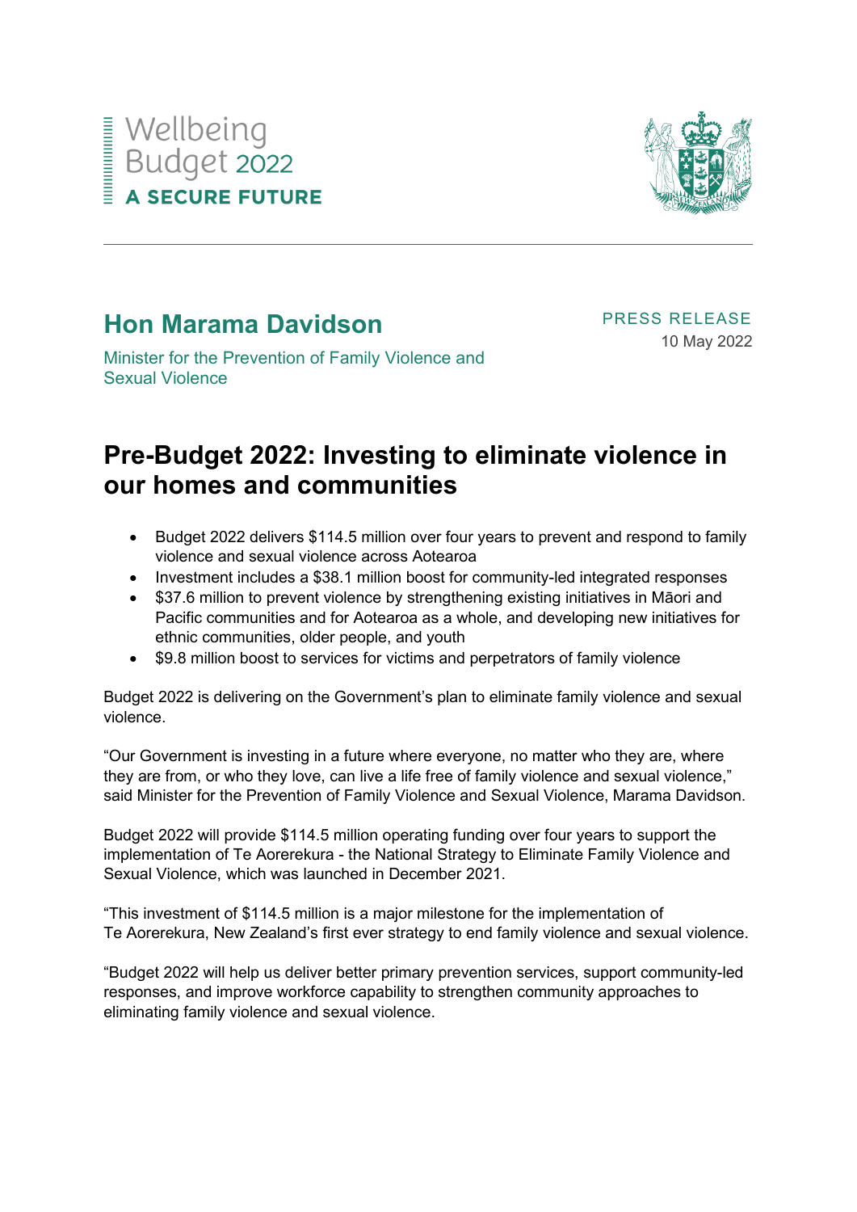Wellbeing Budget 2022
**A SECURE FUTURE**

## Hon Marama Davidson

Minister for the Prevention of Family Violence and Sexual Violence

PRESS RELEASE
10 May 2022

# Pre-Budget 2022: Investing to eliminate violence in our homes and communities

- Budget 2022 delivers $114.5 million over four years to prevent and respond to family violence and sexual violence across Aotearoa
- Investment includes a $38.1 million boost for community-led integrated responses
- $37.6 million to prevent violence by strengthening existing initiatives in Māori and Pacific communities and for Aotearoa as a whole, and developing new initiatives for ethnic communities, older people, and youth
- $9.8 million boost to services for victims and perpetrators of family violence

Budget 2022 is delivering on the Government's plan to eliminate family violence and sexual violence.

"Our Government is investing in a future where everyone, no matter who they are, where they are from, or who they love, can live a life free of family violence and sexual violence," said Minister for the Prevention of Family Violence and Sexual Violence, Marama Davidson.

Budget 2022 will provide $114.5 million operating funding over four years to support the implementation of Te Aorerekura - the National Strategy to Eliminate Family Violence and Sexual Violence, which was launched in December 2021.

"This investment of $114.5 million is a major milestone for the implementation of Te Aorerekura, New Zealand's first ever strategy to end family violence and sexual violence.

"Budget 2022 will help us deliver better primary prevention services, support community-led responses, and improve workforce capability to strengthen community approaches to eliminating family violence and sexual violence.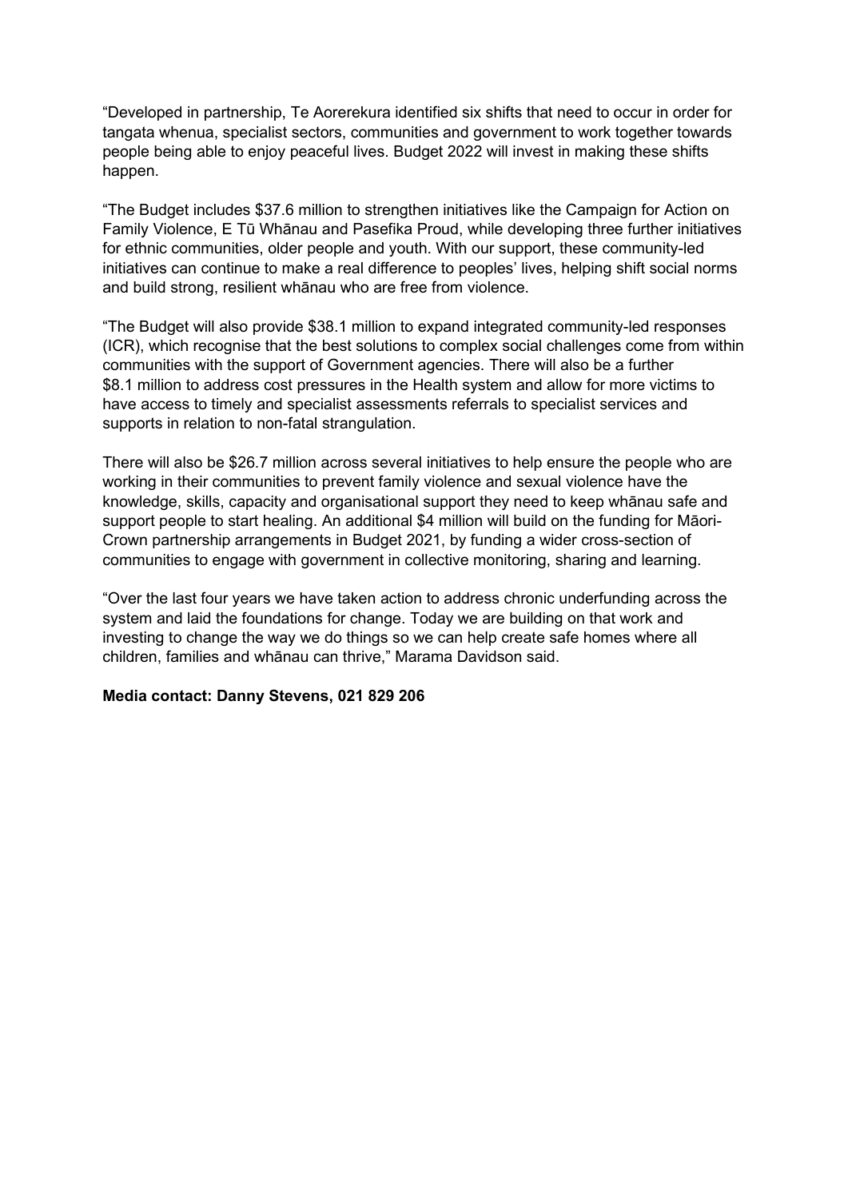“Developed in partnership, Te Aorerekura identified six shifts that need to occur in order for tangata whenua, specialist sectors, communities and government to work together towards people being able to enjoy peaceful lives. Budget 2022 will invest in making these shifts happen.

“The Budget includes $37.6 million to strengthen initiatives like the Campaign for Action on Family Violence, E Tū Whānau and Pasefika Proud, while developing three further initiatives for ethnic communities, older people and youth. With our support, these community-led initiatives can continue to make a real difference to peoples’ lives, helping shift social norms and build strong, resilient whānau who are free from violence.

“The Budget will also provide $38.1 million to expand integrated community-led responses (ICR), which recognise that the best solutions to complex social challenges come from within communities with the support of Government agencies. There will also be a further $8.1 million to address cost pressures in the Health system and allow for more victims to have access to timely and specialist assessments referrals to specialist services and supports in relation to non-fatal strangulation.

There will also be $26.7 million across several initiatives to help ensure the people who are working in their communities to prevent family violence and sexual violence have the knowledge, skills, capacity and organisational support they need to keep whānau safe and support people to start healing. An additional $4 million will build on the funding for Māori-Crown partnership arrangements in Budget 2021, by funding a wider cross-section of communities to engage with government in collective monitoring, sharing and learning.

“Over the last four years we have taken action to address chronic underfunding across the system and laid the foundations for change. Today we are building on that work and investing to change the way we do things so we can help create safe homes where all children, families and whānau can thrive,” Marama Davidson said.

**Media contact: Danny Stevens, 021 829 206**